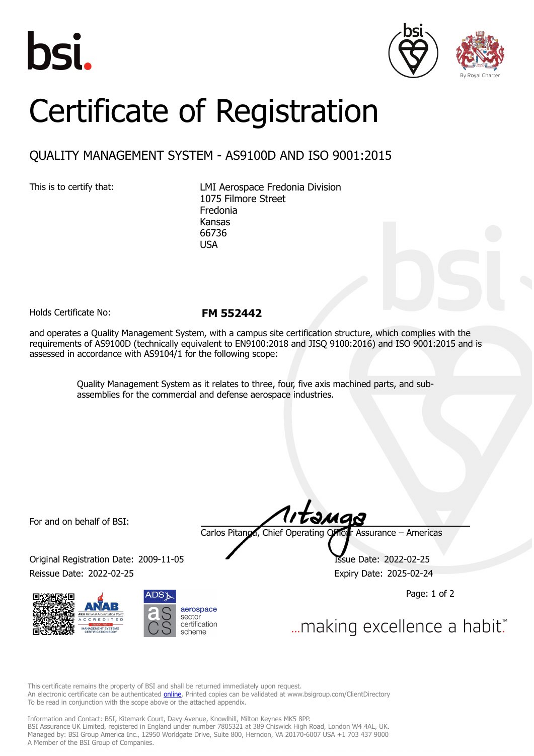# Certificate of Registration

## QUALITY MANAGEMENT SYSTEM - AS9100D AND ISO 9001:2015

This is to certify that:

LMI Aerospace Fredonia Division
1075 Filmore Street
Fredonia
Kansas
66736
USA

Holds Certificate No: **FM 552442**

and operates a Quality Management System, with a campus site certification structure, which complies with the requirements of AS9100D (technically equivalent to EN9100:2018 and JISQ 9100:2016) and ISO 9001:2015 and is assessed in accordance with AS9104/1 for the following scope:

> Quality Management System as it relates to three, four, five axis machined parts, and sub-assemblies for the commercial and defense aerospace industries.

For and on behalf of BSI:

Carlos Pitanga, Chief Operating Officer Assurance – Americas

Original Registration Date: 2009-11-05
Issue Date: 2022-02-25
Reissue Date: 2022-02-25
Expiry Date: 2025-02-24

...making excellence a habit.™

This certificate remains the property of BSI and shall be returned immediately upon request.
An electronic certificate can be authenticated online. Printed copies can be validated at www.bsigroup.com/ClientDirectory
To be read in conjunction with the scope above or the attached appendix.

Information and Contact: BSI, Kitemark Court, Davy Avenue, Knowlhill, Milton Keynes MK5 8PP.
BSI Assurance UK Limited, registered in England under number 7805321 at 389 Chiswick High Road, London W4 4AL, UK.
Managed by: BSI Group America Inc., 12950 Worldgate Drive, Suite 800, Herndon, VA 20170-6007 USA +1 703 437 9000
A Member of the BSI Group of Companies.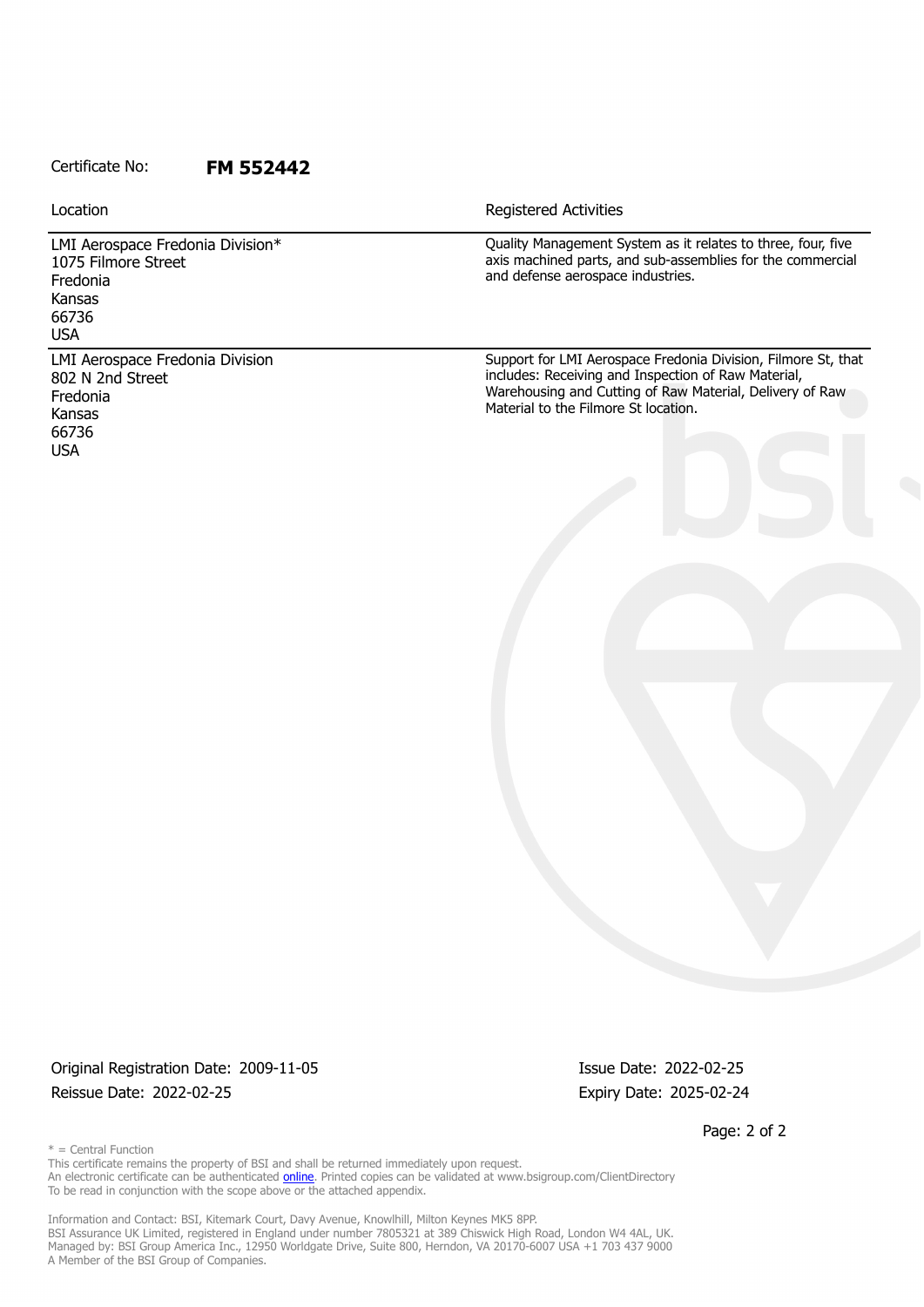Certificate No: **FM 552442**

| Location | Registered Activities |
| --- | --- |
| LMI Aerospace Fredonia Division* 1075 Filmore Street Fredonia Kansas 66736 USA | Quality Management System as it relates to three, four, five axis machined parts, and sub-assemblies for the commercial and defense aerospace industries. |
| LMI Aerospace Fredonia Division 802 N 2nd Street Fredonia Kansas 66736 USA | Support for LMI Aerospace Fredonia Division, Filmore St, that includes: Receiving and Inspection of Raw Material, Warehousing and Cutting of Raw Material, Delivery of Raw Material to the Filmore St location. |

Original Registration Date: 2009-11-05

Reissue Date: 2022-02-25

Issue Date: 2022-02-25

Expiry Date: 2025-02-24

* = Central Function

This certificate remains the property of BSI and shall be returned immediately upon request.

An electronic certificate can be authenticated online. Printed copies can be validated at www.bsigroup.com/ClientDirectory

To be read in conjunction with the scope above or the attached appendix.

Information and Contact: BSI, Kitemark Court, Davy Avenue, Knowlhill, Milton Keynes MK5 8PP.

BSI Assurance UK Limited, registered in England under number 7805321 at 389 Chiswick High Road, London W4 4AL, UK.

Managed by: BSI Group America Inc., 12950 Worldgate Drive, Suite 800, Herndon, VA 20170-6007 USA +1 703 437 9000

A Member of the BSI Group of Companies.